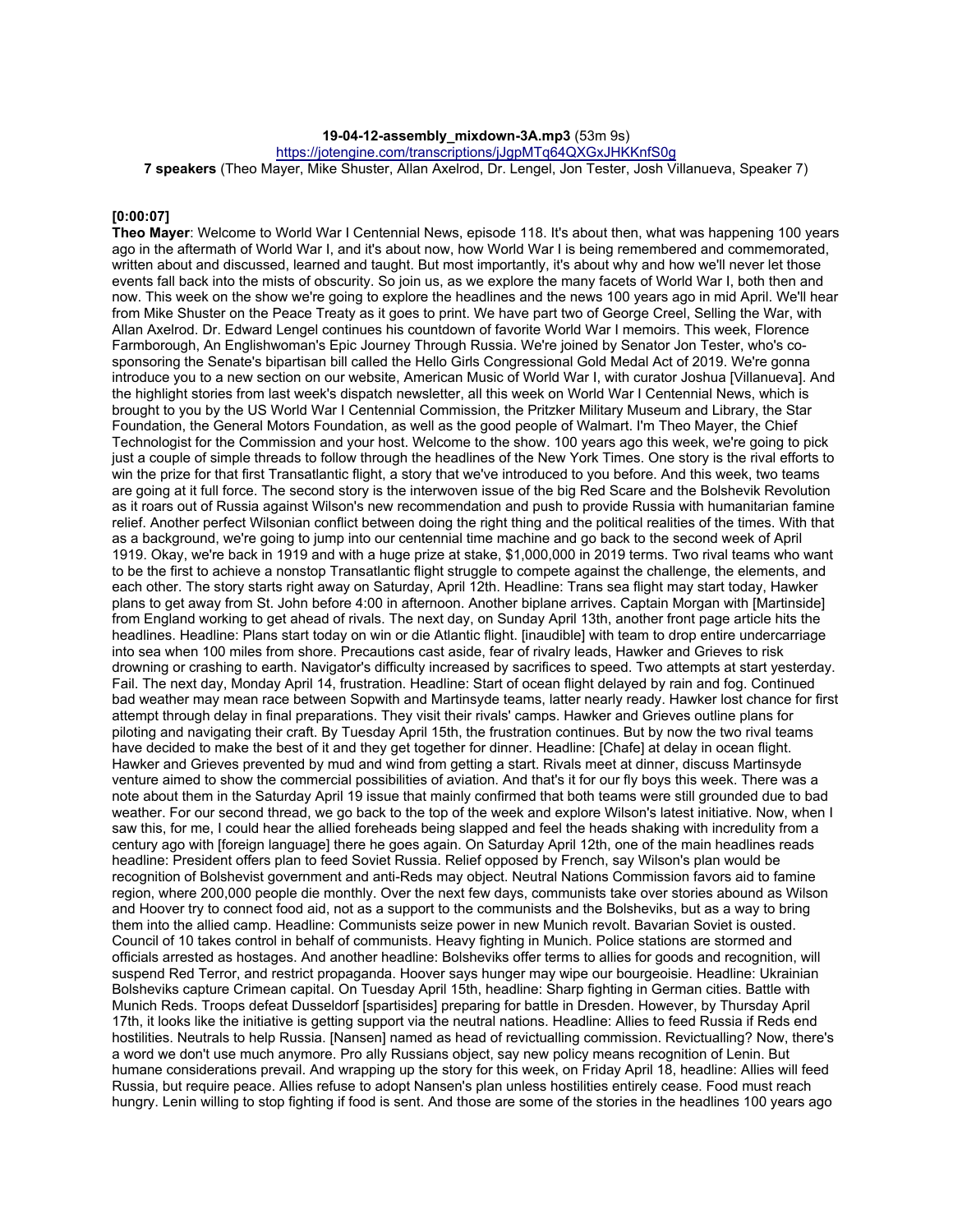**19-04-12-assembly_mixdown-3A.mp3** (53m 9s)
https://jotengine.com/transcriptions/jJgpMTq64QXGxJHKKnfS0g
**7 speakers** (Theo Mayer, Mike Shuster, Allan Axelrod, Dr. Lengel, Jon Tester, Josh Villanueva, Speaker 7)

**[0:00:07]**

**Theo Mayer**: Welcome to World War I Centennial News, episode 118. It's about then, what was happening 100 years ago in the aftermath of World War I, and it's about now, how World War I is being remembered and commemorated, written about and discussed, learned and taught. But most importantly, it's about why and how we'll never let those events fall back into the mists of obscurity. So join us, as we explore the many facets of World War I, both then and now. This week on the show we're going to explore the headlines and the news 100 years ago in mid April. We'll hear from Mike Shuster on the Peace Treaty as it goes to print. We have part two of George Creel, Selling the War, with Allan Axelrod. Dr. Edward Lengel continues his countdown of favorite World War I memoirs. This week, Florence Farmborough, An Englishwoman's Epic Journey Through Russia. We're joined by Senator Jon Tester, who's co-sponsoring the Senate's bipartisan bill called the Hello Girls Congressional Gold Medal Act of 2019. We're gonna introduce you to a new section on our website, American Music of World War I, with curator Joshua [Villanueva]. And the highlight stories from last week's dispatch newsletter, all this week on World War I Centennial News, which is brought to you by the US World War I Centennial Commission, the Pritzker Military Museum and Library, the Star Foundation, the General Motors Foundation, as well as the good people of Walmart. I'm Theo Mayer, the Chief Technologist for the Commission and your host. Welcome to the show. 100 years ago this week, we're going to pick just a couple of simple threads to follow through the headlines of the New York Times. One story is the rival efforts to win the prize for that first Transatlantic flight, a story that we've introduced to you before. And this week, two teams are going at it full force. The second story is the interwoven issue of the big Red Scare and the Bolshevik Revolution as it roars out of Russia against Wilson's new recommendation and push to provide Russia with humanitarian famine relief. Another perfect Wilsonian conflict between doing the right thing and the political realities of the times. With that as a background, we're going to jump into our centennial time machine and go back to the second week of April 1919. Okay, we're back in 1919 and with a huge prize at stake, $1,000,000 in 2019 terms. Two rival teams who want to be the first to achieve a nonstop Transatlantic flight struggle to compete against the challenge, the elements, and each other. The story starts right away on Saturday, April 12th. Headline: Trans sea flight may start today, Hawker plans to get away from St. John before 4:00 in afternoon. Another biplane arrives. Captain Morgan with [Martinside] from England working to get ahead of rivals. The next day, on Sunday April 13th, another front page article hits the headlines. Headline: Plans start today on win or die Atlantic flight. [inaudible] with team to drop entire undercarriage into sea when 100 miles from shore. Precautions cast aside, fear of rivalry leads, Hawker and Grieves to risk drowning or crashing to earth. Navigator's difficulty increased by sacrifices to speed. Two attempts at start yesterday. Fail. The next day, Monday April 14, frustration. Headline: Start of ocean flight delayed by rain and fog. Continued bad weather may mean race between Sopwith and Martinsyde teams, latter nearly ready. Hawker lost chance for first attempt through delay in final preparations. They visit their rivals' camps. Hawker and Grieves outline plans for piloting and navigating their craft. By Tuesday April 15th, the frustration continues. But by now the two rival teams have decided to make the best of it and they get together for dinner. Headline: [Chafe] at delay in ocean flight. Hawker and Grieves prevented by mud and wind from getting a start. Rivals meet at dinner, discuss Martinsyde venture aimed to show the commercial possibilities of aviation. And that's it for our fly boys this week. There was a note about them in the Saturday April 19 issue that mainly confirmed that both teams were still grounded due to bad weather. For our second thread, we go back to the top of the week and explore Wilson's latest initiative. Now, when I saw this, for me, I could hear the allied foreheads being slapped and feel the heads shaking with incredulity from a century ago with [foreign language] there he goes again. On Saturday April 12th, one of the main headlines reads headline: President offers plan to feed Soviet Russia. Relief opposed by French, say Wilson's plan would be recognition of Bolshevik government and anti-Reds may object. Neutral Nations Commission favors aid to famine region, where 200,000 people die monthly. Over the next few days, communists take over stories abound as Wilson and Hoover try to connect food aid, not as a support to the communists and the Bolsheviks, but as a way to bring them into the allied camp. Headline: Communists seize power in new Munich revolt. Bavarian Soviet is ousted. Council of 10 takes control in behalf of communists. Heavy fighting in Munich. Police stations are stormed and officials arrested as hostages. And another headline: Bolsheviks offer terms to allies for goods and recognition, will suspend Red Terror, and restrict propaganda. Hoover says hunger may wipe our bourgeoisie. Headline: Ukrainian Bolsheviks capture Crimean capital. On Tuesday April 15th, headline: Sharp fighting in German cities. Battle with Munich Reds. Troops defeat Dusseldorf [spartisides] preparing for battle in Dresden. However, by Thursday April 17th, it looks like the initiative is getting support via the neutral nations. Headline: Allies to feed Russia if Reds end hostilities. Neutrals to help Russia. [Nansen] named as head of revictualling commission. Revictualling? Now, there's a word we don't use much anymore. Pro ally Russians object, say new policy means recognition of Lenin. But humane considerations prevail. And wrapping up the story for this week, on Friday April 18, headline: Allies will feed Russia, but require peace. Allies refuse to adopt Nansen's plan unless hostilities entirely cease. Food must reach hungry. Lenin willing to stop fighting if food is sent. And those are some of the stories in the headlines 100 years ago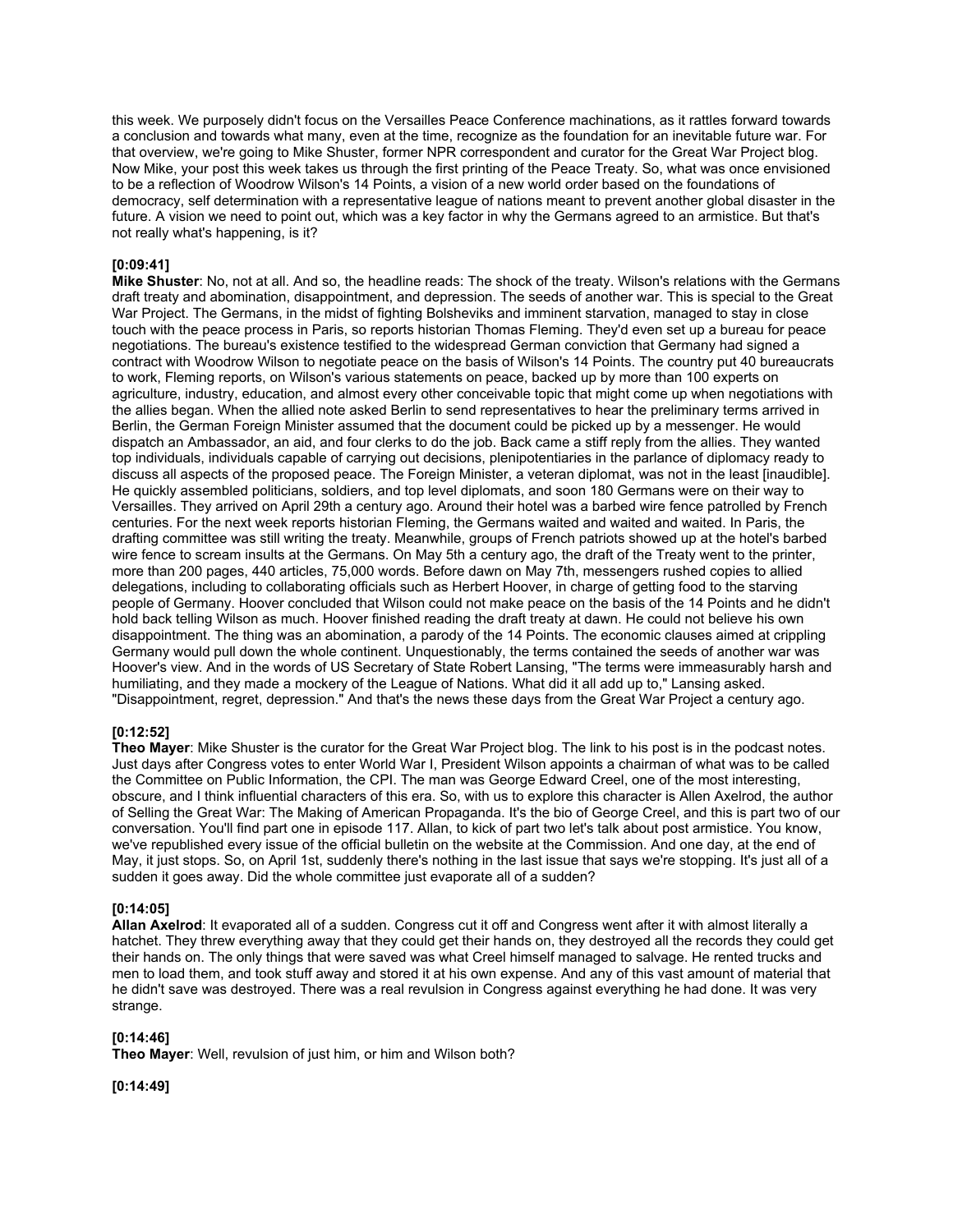this week. We purposely didn't focus on the Versailles Peace Conference machinations, as it rattles forward towards a conclusion and towards what many, even at the time, recognize as the foundation for an inevitable future war. For that overview, we're going to Mike Shuster, former NPR correspondent and curator for the Great War Project blog. Now Mike, your post this week takes us through the first printing of the Peace Treaty. So, what was once envisioned to be a reflection of Woodrow Wilson's 14 Points, a vision of a new world order based on the foundations of democracy, self determination with a representative league of nations meant to prevent another global disaster in the future. A vision we need to point out, which was a key factor in why the Germans agreed to an armistice. But that's not really what's happening, is it?

**[0:09:41]**
**Mike Shuster**: No, not at all. And so, the headline reads: The shock of the treaty. Wilson's relations with the Germans draft treaty and abomination, disappointment, and depression. The seeds of another war. This is special to the Great War Project. The Germans, in the midst of fighting Bolsheviks and imminent starvation, managed to stay in close touch with the peace process in Paris, so reports historian Thomas Fleming. They'd even set up a bureau for peace negotiations. The bureau's existence testified to the widespread German conviction that Germany had signed a contract with Woodrow Wilson to negotiate peace on the basis of Wilson's 14 Points. The country put 40 bureaucrats to work, Fleming reports, on Wilson's various statements on peace, backed up by more than 100 experts on agriculture, industry, education, and almost every other conceivable topic that might come up when negotiations with the allies began. When the allied note asked Berlin to send representatives to hear the preliminary terms arrived in Berlin, the German Foreign Minister assumed that the document could be picked up by a messenger. He would dispatch an Ambassador, an aid, and four clerks to do the job. Back came a stiff reply from the allies. They wanted top individuals, individuals capable of carrying out decisions, plenipotentiaries in the parlance of diplomacy ready to discuss all aspects of the proposed peace. The Foreign Minister, a veteran diplomat, was not in the least [inaudible]. He quickly assembled politicians, soldiers, and top level diplomats, and soon 180 Germans were on their way to Versailles. They arrived on April 29th a century ago. Around their hotel was a barbed wire fence patrolled by French centuries. For the next week reports historian Fleming, the Germans waited and waited and waited. In Paris, the drafting committee was still writing the treaty. Meanwhile, groups of French patriots showed up at the hotel's barbed wire fence to scream insults at the Germans. On May 5th a century ago, the draft of the Treaty went to the printer, more than 200 pages, 440 articles, 75,000 words. Before dawn on May 7th, messengers rushed copies to allied delegations, including to collaborating officials such as Herbert Hoover, in charge of getting food to the starving people of Germany. Hoover concluded that Wilson could not make peace on the basis of the 14 Points and he didn't hold back telling Wilson as much. Hoover finished reading the draft treaty at dawn. He could not believe his own disappointment. The thing was an abomination, a parody of the 14 Points. The economic clauses aimed at crippling Germany would pull down the whole continent. Unquestionably, the terms contained the seeds of another war was Hoover's view. And in the words of US Secretary of State Robert Lansing, "The terms were immeasurably harsh and humiliating, and they made a mockery of the League of Nations. What did it all add up to," Lansing asked. "Disappointment, regret, depression." And that's the news these days from the Great War Project a century ago.

**[0:12:52]**
**Theo Mayer**: Mike Shuster is the curator for the Great War Project blog. The link to his post is in the podcast notes. Just days after Congress votes to enter World War I, President Wilson appoints a chairman of what was to be called the Committee on Public Information, the CPI. The man was George Edward Creel, one of the most interesting, obscure, and I think influential characters of this era. So, with us to explore this character is Allen Axelrod, the author of Selling the Great War: The Making of American Propaganda. It's the bio of George Creel, and this is part two of our conversation. You'll find part one in episode 117. Allan, to kick of part two let's talk about post armistice. You know, we've republished every issue of the official bulletin on the website at the Commission. And one day, at the end of May, it just stops. So, on April 1st, suddenly there's nothing in the last issue that says we're stopping. It's just all of a sudden it goes away. Did the whole committee just evaporate all of a sudden?

**[0:14:05]**
**Allan Axelrod**: It evaporated all of a sudden. Congress cut it off and Congress went after it with almost literally a hatchet. They threw everything away that they could get their hands on, they destroyed all the records they could get their hands on. The only things that were saved was what Creel himself managed to salvage. He rented trucks and men to load them, and took stuff away and stored it at his own expense. And any of this vast amount of material that he didn't save was destroyed. There was a real revulsion in Congress against everything he had done. It was very strange.

**[0:14:46]**
**Theo Mayer**: Well, revulsion of just him, or him and Wilson both?

**[0:14:49]**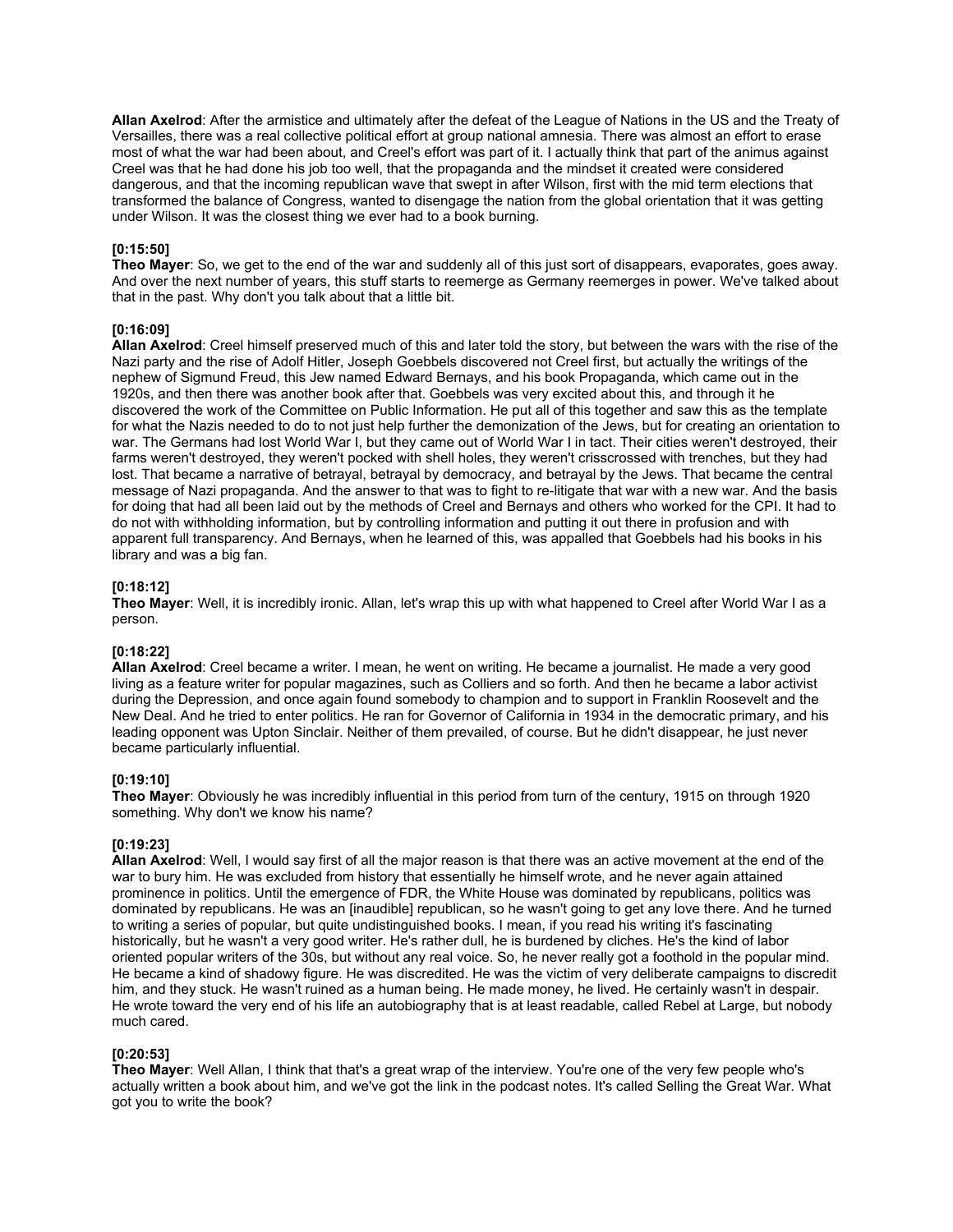**Allan Axelrod**: After the armistice and ultimately after the defeat of the League of Nations in the US and the Treaty of Versailles, there was a real collective political effort at group national amnesia. There was almost an effort to erase most of what the war had been about, and Creel's effort was part of it. I actually think that part of the animus against Creel was that he had done his job too well, that the propaganda and the mindset it created were considered dangerous, and that the incoming republican wave that swept in after Wilson, first with the mid term elections that transformed the balance of Congress, wanted to disengage the nation from the global orientation that it was getting under Wilson. It was the closest thing we ever had to a book burning.

**[0:15:50]**
**Theo Mayer**: So, we get to the end of the war and suddenly all of this just sort of disappears, evaporates, goes away. And over the next number of years, this stuff starts to reemerge as Germany reemerges in power. We've talked about that in the past. Why don't you talk about that a little bit.

**[0:16:09]**
**Allan Axelrod**: Creel himself preserved much of this and later told the story, but between the wars with the rise of the Nazi party and the rise of Adolf Hitler, Joseph Goebbels discovered not Creel first, but actually the writings of the nephew of Sigmund Freud, this Jew named Edward Bernays, and his book Propaganda, which came out in the 1920s, and then there was another book after that. Goebbels was very excited about this, and through it he discovered the work of the Committee on Public Information. He put all of this together and saw this as the template for what the Nazis needed to do to not just help further the demonization of the Jews, but for creating an orientation to war. The Germans had lost World War I, but they came out of World War I in tact. Their cities weren't destroyed, their farms weren't destroyed, they weren't pocked with shell holes, they weren't crisscrossed with trenches, but they had lost. That became a narrative of betrayal, betrayal by democracy, and betrayal by the Jews. That became the central message of Nazi propaganda. And the answer to that was to fight to re-litigate that war with a new war. And the basis for doing that had all been laid out by the methods of Creel and Bernays and others who worked for the CPI. It had to do not with withholding information, but by controlling information and putting it out there in profusion and with apparent full transparency. And Bernays, when he learned of this, was appalled that Goebbels had his books in his library and was a big fan.

**[0:18:12]**
**Theo Mayer**: Well, it is incredibly ironic. Allan, let's wrap this up with what happened to Creel after World War I as a person.

**[0:18:22]**
**Allan Axelrod**: Creel became a writer. I mean, he went on writing. He became a journalist. He made a very good living as a feature writer for popular magazines, such as Colliers and so forth. And then he became a labor activist during the Depression, and once again found somebody to champion and to support in Franklin Roosevelt and the New Deal. And he tried to enter politics. He ran for Governor of California in 1934 in the democratic primary, and his leading opponent was Upton Sinclair. Neither of them prevailed, of course. But he didn't disappear, he just never became particularly influential.

**[0:19:10]**
**Theo Mayer**: Obviously he was incredibly influential in this period from turn of the century, 1915 on through 1920 something. Why don't we know his name?

**[0:19:23]**
**Allan Axelrod**: Well, I would say first of all the major reason is that there was an active movement at the end of the war to bury him. He was excluded from history that essentially he himself wrote, and he never again attained prominence in politics. Until the emergence of FDR, the White House was dominated by republicans, politics was dominated by republicans. He was an [inaudible] republican, so he wasn't going to get any love there. And he turned to writing a series of popular, but quite undistinguished books. I mean, if you read his writing it's fascinating historically, but he wasn't a very good writer. He's rather dull, he is burdened by cliches. He's the kind of labor oriented popular writers of the 30s, but without any real voice. So, he never really got a foothold in the popular mind. He became a kind of shadowy figure. He was discredited. He was the victim of very deliberate campaigns to discredit him, and they stuck. He wasn't ruined as a human being. He made money, he lived. He certainly wasn't in despair. He wrote toward the very end of his life an autobiography that is at least readable, called Rebel at Large, but nobody much cared.

**[0:20:53]**
**Theo Mayer**: Well Allan, I think that that's a great wrap of the interview. You're one of the very few people who's actually written a book about him, and we've got the link in the podcast notes. It's called Selling the Great War. What got you to write the book?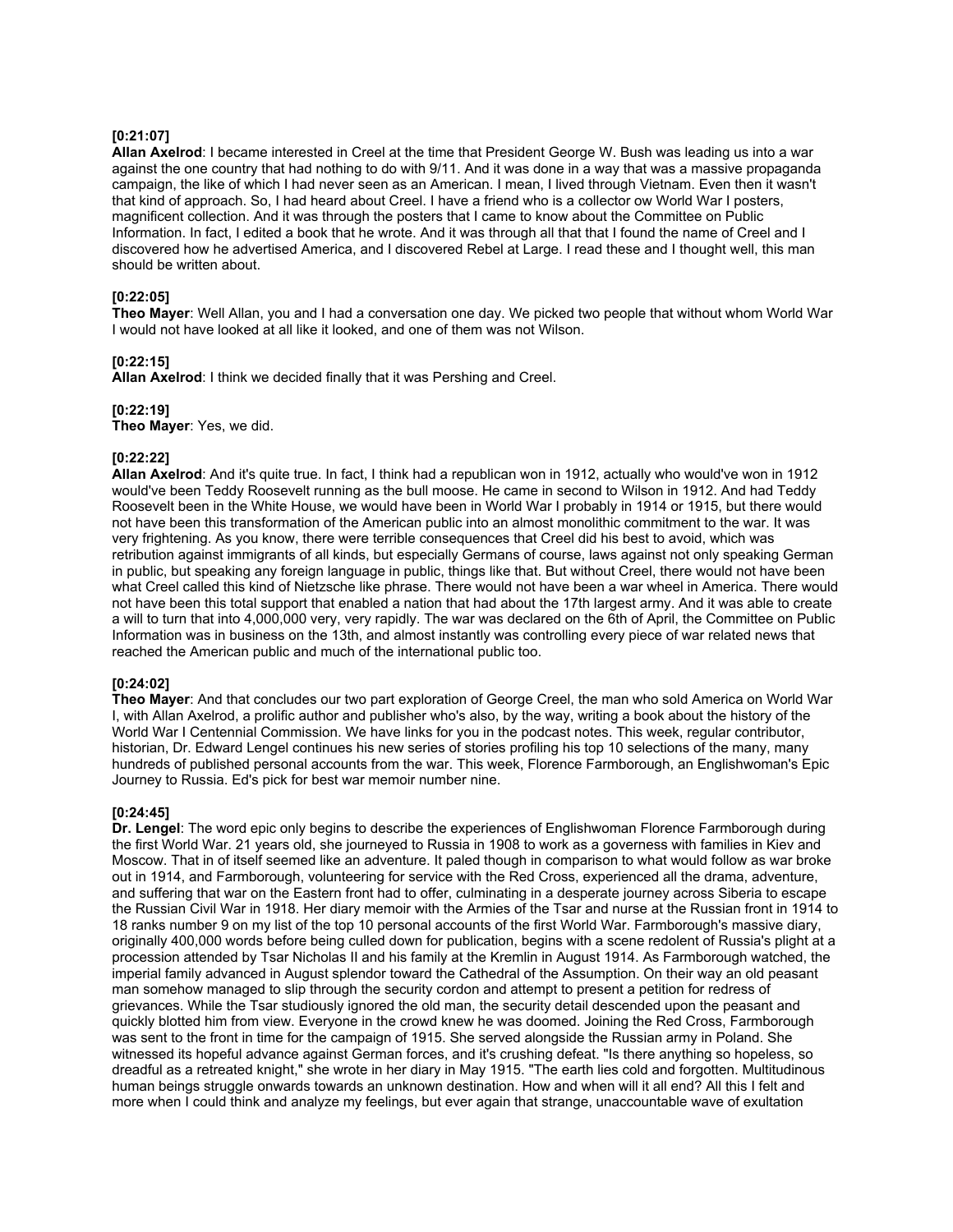**[0:21:07]**
**Allan Axelrod**: I became interested in Creel at the time that President George W. Bush was leading us into a war against the one country that had nothing to do with 9/11. And it was done in a way that was a massive propaganda campaign, the like of which I had never seen as an American. I mean, I lived through Vietnam. Even then it wasn't that kind of approach. So, I had heard about Creel. I have a friend who is a collector ow World War I posters, magnificent collection. And it was through the posters that I came to know about the Committee on Public Information. In fact, I edited a book that he wrote. And it was through all that that I found the name of Creel and I discovered how he advertised America, and I discovered Rebel at Large. I read these and I thought well, this man should be written about.

**[0:22:05]**
**Theo Mayer**: Well Allan, you and I had a conversation one day. We picked two people that without whom World War I would not have looked at all like it looked, and one of them was not Wilson.

**[0:22:15]**
**Allan Axelrod**: I think we decided finally that it was Pershing and Creel.

**[0:22:19]**
**Theo Mayer**: Yes, we did.

**[0:22:22]**
**Allan Axelrod**: And it's quite true. In fact, I think had a republican won in 1912, actually who would've won in 1912 would've been Teddy Roosevelt running as the bull moose. He came in second to Wilson in 1912. And had Teddy Roosevelt been in the White House, we would have been in World War I probably in 1914 or 1915, but there would not have been this transformation of the American public into an almost monolithic commitment to the war. It was very frightening. As you know, there were terrible consequences that Creel did his best to avoid, which was retribution against immigrants of all kinds, but especially Germans of course, laws against not only speaking German in public, but speaking any foreign language in public, things like that. But without Creel, there would not have been what Creel called this kind of Nietzsche like phrase. There would not have been a war wheel in America. There would not have been this total support that enabled a nation that had about the 17th largest army. And it was able to create a will to turn that into 4,000,000 very, very rapidly. The war was declared on the 6th of April, the Committee on Public Information was in business on the 13th, and almost instantly was controlling every piece of war related news that reached the American public and much of the international public too.

**[0:24:02]**
**Theo Mayer**: And that concludes our two part exploration of George Creel, the man who sold America on World War I, with Allan Axelrod, a prolific author and publisher who's also, by the way, writing a book about the history of the World War I Centennial Commission. We have links for you in the podcast notes. This week, regular contributor, historian, Dr. Edward Lengel continues his new series of stories profiling his top 10 selections of the many, many hundreds of published personal accounts from the war. This week, Florence Farmborough, an Englishwoman's Epic Journey to Russia. Ed's pick for best war memoir number nine.

**[0:24:45]**
**Dr. Lengel**: The word epic only begins to describe the experiences of Englishwoman Florence Farmborough during the first World War. 21 years old, she journeyed to Russia in 1908 to work as a governess with families in Kiev and Moscow. That in of itself seemed like an adventure. It paled though in comparison to what would follow as war broke out in 1914, and Farmborough, volunteering for service with the Red Cross, experienced all the drama, adventure, and suffering that war on the Eastern front had to offer, culminating in a desperate journey across Siberia to escape the Russian Civil War in 1918. Her diary memoir with the Armies of the Tsar and nurse at the Russian front in 1914 to 18 ranks number 9 on my list of the top 10 personal accounts of the first World War. Farmborough's massive diary, originally 400,000 words before being culled down for publication, begins with a scene redolent of Russia's plight at a procession attended by Tsar Nicholas II and his family at the Kremlin in August 1914. As Farmborough watched, the imperial family advanced in August splendor toward the Cathedral of the Assumption. On their way an old peasant man somehow managed to slip through the security cordon and attempt to present a petition for redress of grievances. While the Tsar studiously ignored the old man, the security detail descended upon the peasant and quickly blotted him from view. Everyone in the crowd knew he was doomed. Joining the Red Cross, Farmborough was sent to the front in time for the campaign of 1915. She served alongside the Russian army in Poland. She witnessed its hopeful advance against German forces, and it's crushing defeat. "Is there anything so hopeless, so dreadful as a retreated knight," she wrote in her diary in May 1915. "The earth lies cold and forgotten. Multitudinous human beings struggle onwards towards an unknown destination. How and when will it all end? All this I felt and more when I could think and analyze my feelings, but ever again that strange, unaccountable wave of exultation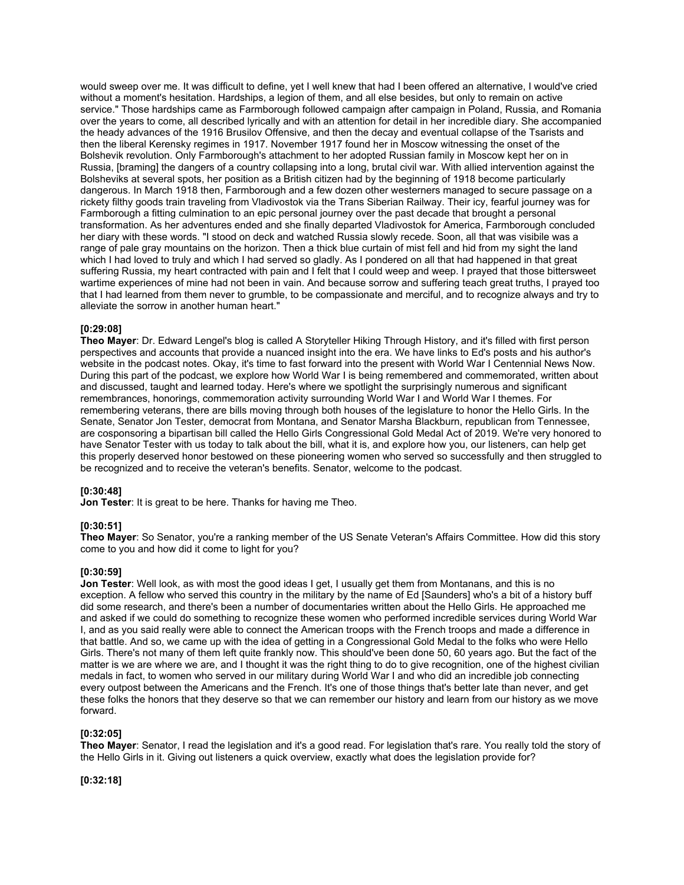would sweep over me. It was difficult to define, yet I well knew that had I been offered an alternative, I would've cried without a moment's hesitation. Hardships, a legion of them, and all else besides, but only to remain on active service." Those hardships came as Farmborough followed campaign after campaign in Poland, Russia, and Romania over the years to come, all described lyrically and with an attention for detail in her incredible diary. She accompanied the heady advances of the 1916 Brusilov Offensive, and then the decay and eventual collapse of the Tsarists and then the liberal Kerensky regimes in 1917. November 1917 found her in Moscow witnessing the onset of the Bolshevik revolution. Only Farmborough's attachment to her adopted Russian family in Moscow kept her on in Russia, [braming] the dangers of a country collapsing into a long, brutal civil war. With allied intervention against the Bolsheviks at several spots, her position as a British citizen had by the beginning of 1918 become particularly dangerous. In March 1918 then, Farmborough and a few dozen other westerners managed to secure passage on a rickety filthy goods train traveling from Vladivostok via the Trans Siberian Railway. Their icy, fearful journey was for Farmborough a fitting culmination to an epic personal journey over the past decade that brought a personal transformation. As her adventures ended and she finally departed Vladivostok for America, Farmborough concluded her diary with these words. "I stood on deck and watched Russia slowly recede. Soon, all that was visibile was a range of pale gray mountains on the horizon. Then a thick blue curtain of mist fell and hid from my sight the land which I had loved to truly and which I had served so gladly. As I pondered on all that had happened in that great suffering Russia, my heart contracted with pain and I felt that I could weep and weep. I prayed that those bittersweet wartime experiences of mine had not been in vain. And because sorrow and suffering teach great truths, I prayed too that I had learned from them never to grumble, to be compassionate and merciful, and to recognize always and try to alleviate the sorrow in another human heart."

**[0:29:08]**
**Theo Mayer**: Dr. Edward Lengel's blog is called A Storyteller Hiking Through History, and it's filled with first person perspectives and accounts that provide a nuanced insight into the era. We have links to Ed's posts and his author's website in the podcast notes. Okay, it's time to fast forward into the present with World War I Centennial News Now. During this part of the podcast, we explore how World War I is being remembered and commemorated, written about and discussed, taught and learned today. Here's where we spotlight the surprisingly numerous and significant remembrances, honorings, commemoration activity surrounding World War I and World War I themes. For remembering veterans, there are bills moving through both houses of the legislature to honor the Hello Girls. In the Senate, Senator Jon Tester, democrat from Montana, and Senator Marsha Blackburn, republican from Tennessee, are cosponsoring a bipartisan bill called the Hello Girls Congressional Gold Medal Act of 2019. We're very honored to have Senator Tester with us today to talk about the bill, what it is, and explore how you, our listeners, can help get this properly deserved honor bestowed on these pioneering women who served so successfully and then struggled to be recognized and to receive the veteran's benefits. Senator, welcome to the podcast.

**[0:30:48]**
**Jon Tester**: It is great to be here. Thanks for having me Theo.

**[0:30:51]**
**Theo Mayer**: So Senator, you're a ranking member of the US Senate Veteran's Affairs Committee. How did this story come to you and how did it come to light for you?

**[0:30:59]**
**Jon Tester**: Well look, as with most the good ideas I get, I usually get them from Montanans, and this is no exception. A fellow who served this country in the military by the name of Ed [Saunders] who's a bit of a history buff did some research, and there's been a number of documentaries written about the Hello Girls. He approached me and asked if we could do something to recognize these women who performed incredible services during World War I, and as you said really were able to connect the American troops with the French troops and made a difference in that battle. And so, we came up with the idea of getting in a Congressional Gold Medal to the folks who were Hello Girls. There's not many of them left quite frankly now. This should've been done 50, 60 years ago. But the fact of the matter is we are where we are, and I thought it was the right thing to do to give recognition, one of the highest civilian medals in fact, to women who served in our military during World War I and who did an incredible job connecting every outpost between the Americans and the French. It's one of those things that's better late than never, and get these folks the honors that they deserve so that we can remember our history and learn from our history as we move forward.

**[0:32:05]**
**Theo Mayer**: Senator, I read the legislation and it's a good read. For legislation that's rare. You really told the story of the Hello Girls in it. Giving out listeners a quick overview, exactly what does the legislation provide for?

**[0:32:18]**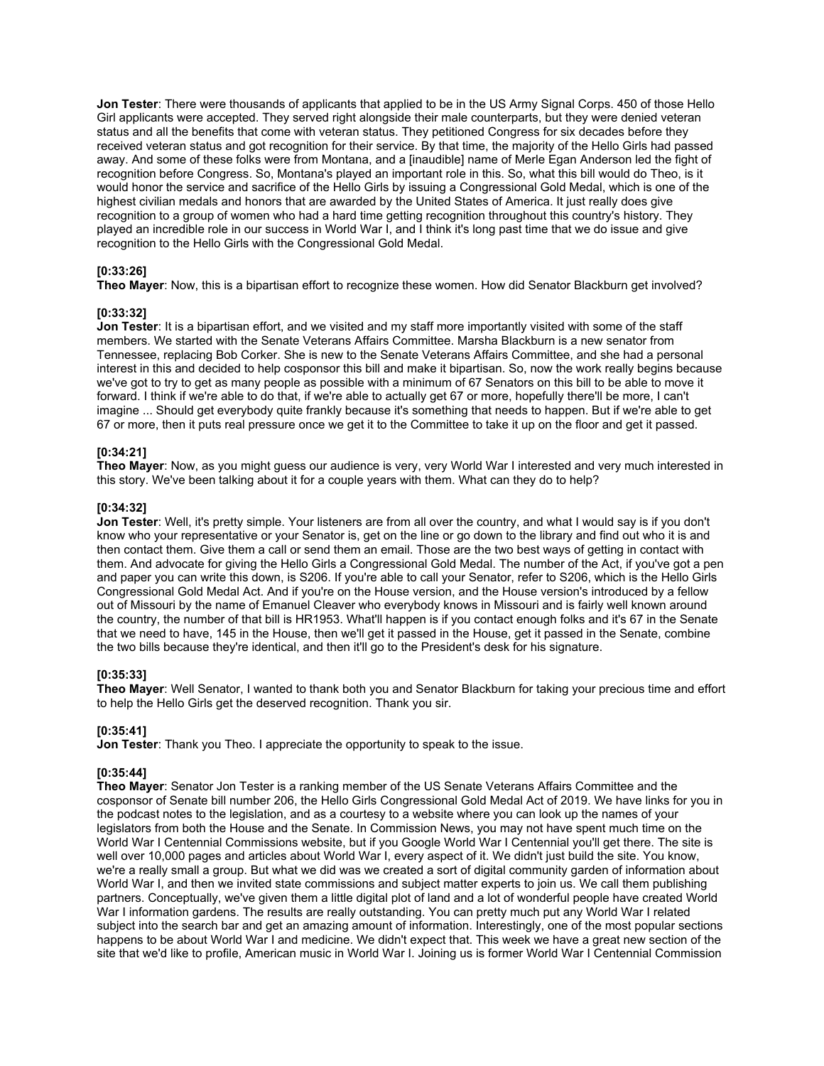**Jon Tester**: There were thousands of applicants that applied to be in the US Army Signal Corps. 450 of those Hello Girl applicants were accepted. They served right alongside their male counterparts, but they were denied veteran status and all the benefits that come with veteran status. They petitioned Congress for six decades before they received veteran status and got recognition for their service. By that time, the majority of the Hello Girls had passed away. And some of these folks were from Montana, and a [inaudible] name of Merle Egan Anderson led the fight of recognition before Congress. So, Montana's played an important role in this. So, what this bill would do Theo, is it would honor the service and sacrifice of the Hello Girls by issuing a Congressional Gold Medal, which is one of the highest civilian medals and honors that are awarded by the United States of America. It just really does give recognition to a group of women who had a hard time getting recognition throughout this country's history. They played an incredible role in our success in World War I, and I think it's long past time that we do issue and give recognition to the Hello Girls with the Congressional Gold Medal.

**[0:33:26]**
**Theo Mayer**: Now, this is a bipartisan effort to recognize these women. How did Senator Blackburn get involved?

**[0:33:32]**
**Jon Tester**: It is a bipartisan effort, and we visited and my staff more importantly visited with some of the staff members. We started with the Senate Veterans Affairs Committee. Marsha Blackburn is a new senator from Tennessee, replacing Bob Corker. She is new to the Senate Veterans Affairs Committee, and she had a personal interest in this and decided to help cosponsor this bill and make it bipartisan. So, now the work really begins because we've got to try to get as many people as possible with a minimum of 67 Senators on this bill to be able to move it forward. I think if we're able to do that, if we're able to actually get 67 or more, hopefully there'll be more, I can't imagine ... Should get everybody quite frankly because it's something that needs to happen. But if we're able to get 67 or more, then it puts real pressure once we get it to the Committee to take it up on the floor and get it passed.

**[0:34:21]**
**Theo Mayer**: Now, as you might guess our audience is very, very World War I interested and very much interested in this story. We've been talking about it for a couple years with them. What can they do to help?

**[0:34:32]**
**Jon Tester**: Well, it's pretty simple. Your listeners are from all over the country, and what I would say is if you don't know who your representative or your Senator is, get on the line or go down to the library and find out who it is and then contact them. Give them a call or send them an email. Those are the two best ways of getting in contact with them. And advocate for giving the Hello Girls a Congressional Gold Medal. The number of the Act, if you've got a pen and paper you can write this down, is S206. If you're able to call your Senator, refer to S206, which is the Hello Girls Congressional Gold Medal Act. And if you're on the House version, and the House version's introduced by a fellow out of Missouri by the name of Emanuel Cleaver who everybody knows in Missouri and is fairly well known around the country, the number of that bill is HR1953. What'll happen is if you contact enough folks and it's 67 in the Senate that we need to have, 145 in the House, then we'll get it passed in the House, get it passed in the Senate, combine the two bills because they're identical, and then it'll go to the President's desk for his signature.

**[0:35:33]**
**Theo Mayer**: Well Senator, I wanted to thank both you and Senator Blackburn for taking your precious time and effort to help the Hello Girls get the deserved recognition. Thank you sir.

**[0:35:41]**
**Jon Tester**: Thank you Theo. I appreciate the opportunity to speak to the issue.

**[0:35:44]**
**Theo Mayer**: Senator Jon Tester is a ranking member of the US Senate Veterans Affairs Committee and the cosponsor of Senate bill number 206, the Hello Girls Congressional Gold Medal Act of 2019. We have links for you in the podcast notes to the legislation, and as a courtesy to a website where you can look up the names of your legislators from both the House and the Senate. In Commission News, you may not have spent much time on the World War I Centennial Commissions website, but if you Google World War I Centennial you'll get there. The site is well over 10,000 pages and articles about World War I, every aspect of it. We didn't just build the site. You know, we're a really small a group. But what we did was we created a sort of digital community garden of information about World War I, and then we invited state commissions and subject matter experts to join us. We call them publishing partners. Conceptually, we've given them a little digital plot of land and a lot of wonderful people have created World War I information gardens. The results are really outstanding. You can pretty much put any World War I related subject into the search bar and get an amazing amount of information. Interestingly, one of the most popular sections happens to be about World War I and medicine. We didn't expect that. This week we have a great new section of the site that we'd like to profile, American music in World War I. Joining us is former World War I Centennial Commission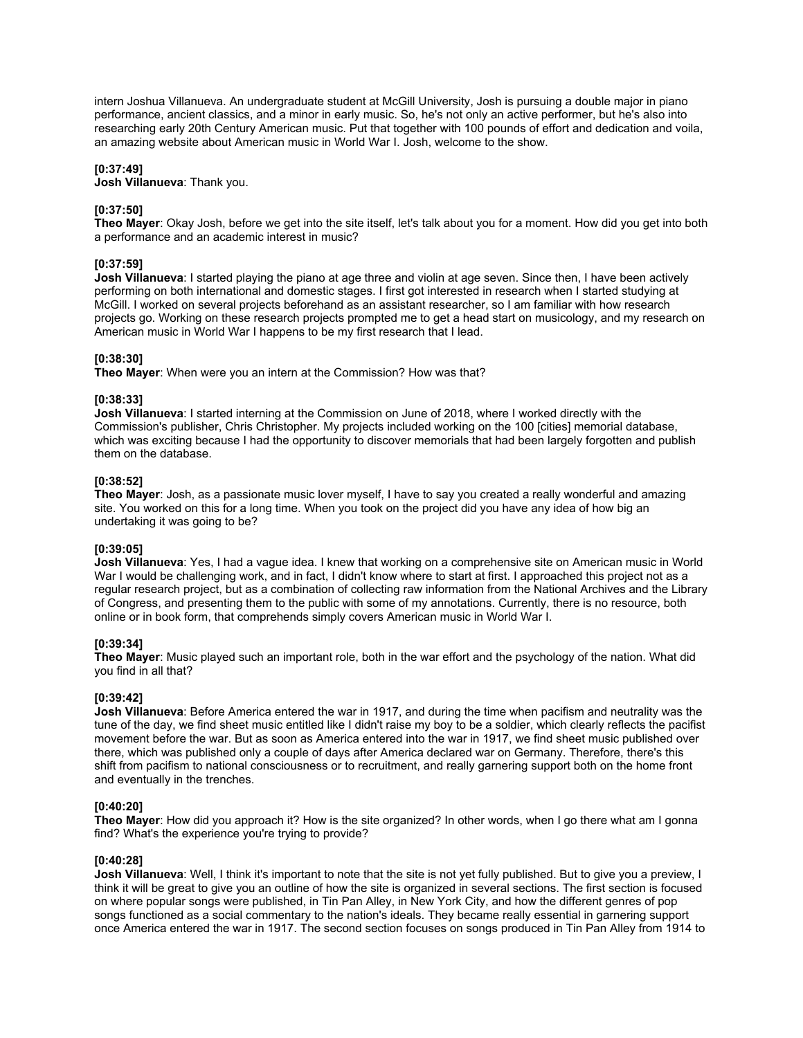intern Joshua Villanueva. An undergraduate student at McGill University, Josh is pursuing a double major in piano performance, ancient classics, and a minor in early music. So, he's not only an active performer, but he's also into researching early 20th Century American music. Put that together with 100 pounds of effort and dedication and voila, an amazing website about American music in World War I. Josh, welcome to the show.

**[0:37:49]**
**Josh Villanueva**: Thank you.

**[0:37:50]**
**Theo Mayer**: Okay Josh, before we get into the site itself, let's talk about you for a moment. How did you get into both a performance and an academic interest in music?

**[0:37:59]**
**Josh Villanueva**: I started playing the piano at age three and violin at age seven. Since then, I have been actively performing on both international and domestic stages. I first got interested in research when I started studying at McGill. I worked on several projects beforehand as an assistant researcher, so I am familiar with how research projects go. Working on these research projects prompted me to get a head start on musicology, and my research on American music in World War I happens to be my first research that I lead.

**[0:38:30]**
**Theo Mayer**: When were you an intern at the Commission? How was that?

**[0:38:33]**
**Josh Villanueva**: I started interning at the Commission on June of 2018, where I worked directly with the Commission's publisher, Chris Christopher. My projects included working on the 100 [cities] memorial database, which was exciting because I had the opportunity to discover memorials that had been largely forgotten and publish them on the database.

**[0:38:52]**
**Theo Mayer**: Josh, as a passionate music lover myself, I have to say you created a really wonderful and amazing site. You worked on this for a long time. When you took on the project did you have any idea of how big an undertaking it was going to be?

**[0:39:05]**
**Josh Villanueva**: Yes, I had a vague idea. I knew that working on a comprehensive site on American music in World War I would be challenging work, and in fact, I didn't know where to start at first. I approached this project not as a regular research project, but as a combination of collecting raw information from the National Archives and the Library of Congress, and presenting them to the public with some of my annotations. Currently, there is no resource, both online or in book form, that comprehends simply covers American music in World War I.

**[0:39:34]**
**Theo Mayer**: Music played such an important role, both in the war effort and the psychology of the nation. What did you find in all that?

**[0:39:42]**
**Josh Villanueva**: Before America entered the war in 1917, and during the time when pacifism and neutrality was the tune of the day, we find sheet music entitled like I didn't raise my boy to be a soldier, which clearly reflects the pacifist movement before the war. But as soon as America entered into the war in 1917, we find sheet music published over there, which was published only a couple of days after America declared war on Germany. Therefore, there's this shift from pacifism to national consciousness or to recruitment, and really garnering support both on the home front and eventually in the trenches.

**[0:40:20]**
**Theo Mayer**: How did you approach it? How is the site organized? In other words, when I go there what am I gonna find? What's the experience you're trying to provide?

**[0:40:28]**
**Josh Villanueva**: Well, I think it's important to note that the site is not yet fully published. But to give you a preview, I think it will be great to give you an outline of how the site is organized in several sections. The first section is focused on where popular songs were published, in Tin Pan Alley, in New York City, and how the different genres of pop songs functioned as a social commentary to the nation's ideals. They became really essential in garnering support once America entered the war in 1917. The second section focuses on songs produced in Tin Pan Alley from 1914 to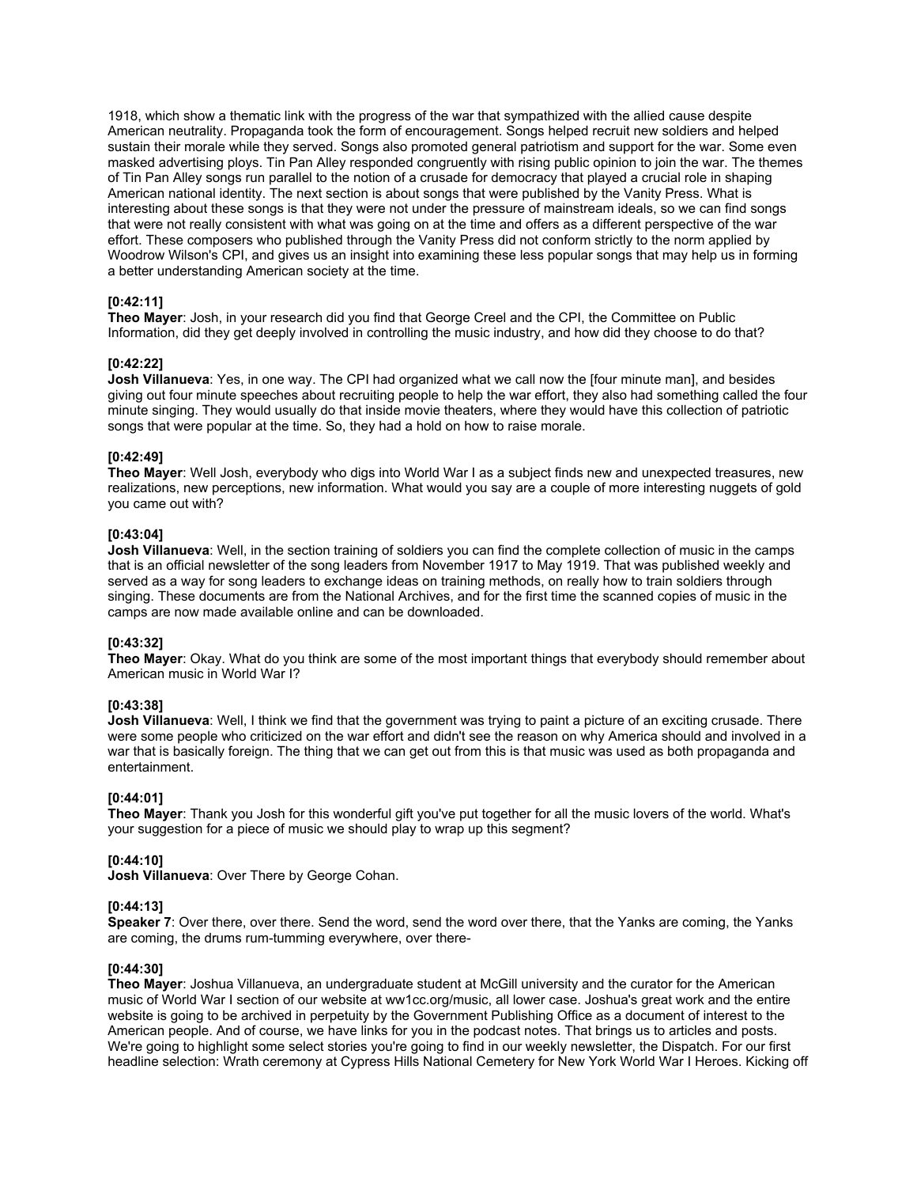1918, which show a thematic link with the progress of the war that sympathized with the allied cause despite American neutrality. Propaganda took the form of encouragement. Songs helped recruit new soldiers and helped sustain their morale while they served. Songs also promoted general patriotism and support for the war. Some even masked advertising ploys. Tin Pan Alley responded congruently with rising public opinion to join the war. The themes of Tin Pan Alley songs run parallel to the notion of a crusade for democracy that played a crucial role in shaping American national identity. The next section is about songs that were published by the Vanity Press. What is interesting about these songs is that they were not under the pressure of mainstream ideals, so we can find songs that were not really consistent with what was going on at the time and offers as a different perspective of the war effort. These composers who published through the Vanity Press did not conform strictly to the norm applied by Woodrow Wilson's CPI, and gives us an insight into examining these less popular songs that may help us in forming a better understanding American society at the time.

**[0:42:11]**
**Theo Mayer**: Josh, in your research did you find that George Creel and the CPI, the Committee on Public Information, did they get deeply involved in controlling the music industry, and how did they choose to do that?

**[0:42:22]**
**Josh Villanueva**: Yes, in one way. The CPI had organized what we call now the [four minute man], and besides giving out four minute speeches about recruiting people to help the war effort, they also had something called the four minute singing. They would usually do that inside movie theaters, where they would have this collection of patriotic songs that were popular at the time. So, they had a hold on how to raise morale.

**[0:42:49]**
**Theo Mayer**: Well Josh, everybody who digs into World War I as a subject finds new and unexpected treasures, new realizations, new perceptions, new information. What would you say are a couple of more interesting nuggets of gold you came out with?

**[0:43:04]**
**Josh Villanueva**: Well, in the section training of soldiers you can find the complete collection of music in the camps that is an official newsletter of the song leaders from November 1917 to May 1919. That was published weekly and served as a way for song leaders to exchange ideas on training methods, on really how to train soldiers through singing. These documents are from the National Archives, and for the first time the scanned copies of music in the camps are now made available online and can be downloaded.

**[0:43:32]**
**Theo Mayer**: Okay. What do you think are some of the most important things that everybody should remember about American music in World War I?

**[0:43:38]**
**Josh Villanueva**: Well, I think we find that the government was trying to paint a picture of an exciting crusade. There were some people who criticized on the war effort and didn't see the reason on why America should and involved in a war that is basically foreign. The thing that we can get out from this is that music was used as both propaganda and entertainment.

**[0:44:01]**
**Theo Mayer**: Thank you Josh for this wonderful gift you've put together for all the music lovers of the world. What's your suggestion for a piece of music we should play to wrap up this segment?

**[0:44:10]**
**Josh Villanueva**: Over There by George Cohan.

**[0:44:13]**
**Speaker 7**: Over there, over there. Send the word, send the word over there, that the Yanks are coming, the Yanks are coming, the drums rum-tumming everywhere, over there-

**[0:44:30]**
**Theo Mayer**: Joshua Villanueva, an undergraduate student at McGill university and the curator for the American music of World War I section of our website at ww1cc.org/music, all lower case. Joshua's great work and the entire website is going to be archived in perpetuity by the Government Publishing Office as a document of interest to the American people. And of course, we have links for you in the podcast notes. That brings us to articles and posts. We're going to highlight some select stories you're going to find in our weekly newsletter, the Dispatch. For our first headline selection: Wrath ceremony at Cypress Hills National Cemetery for New York World War I Heroes. Kicking off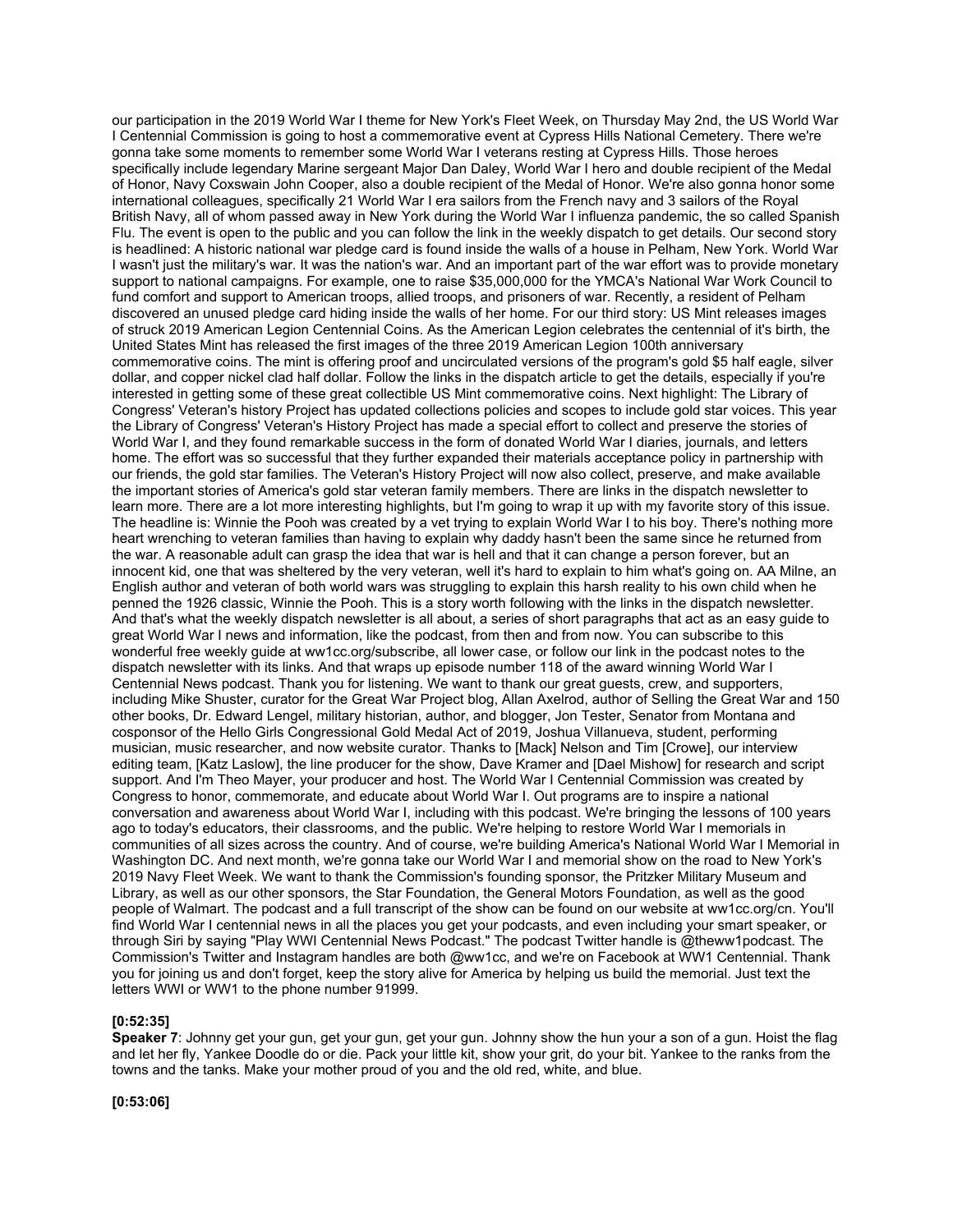our participation in the 2019 World War I theme for New York's Fleet Week, on Thursday May 2nd, the US World War I Centennial Commission is going to host a commemorative event at Cypress Hills National Cemetery. There we're gonna take some moments to remember some World War I veterans resting at Cypress Hills. Those heroes specifically include legendary Marine sergeant Major Dan Daley, World War I hero and double recipient of the Medal of Honor, Navy Coxswain John Cooper, also a double recipient of the Medal of Honor. We're also gonna honor some international colleagues, specifically 21 World War I era sailors from the French navy and 3 sailors of the Royal British Navy, all of whom passed away in New York during the World War I influenza pandemic, the so called Spanish Flu. The event is open to the public and you can follow the link in the weekly dispatch to get details. Our second story is headlined: A historic national war pledge card is found inside the walls of a house in Pelham, New York. World War I wasn't just the military's war. It was the nation's war. And an important part of the war effort was to provide monetary support to national campaigns. For example, one to raise $35,000,000 for the YMCA's National War Work Council to fund comfort and support to American troops, allied troops, and prisoners of war. Recently, a resident of Pelham discovered an unused pledge card hiding inside the walls of her home. For our third story: US Mint releases images of struck 2019 American Legion Centennial Coins. As the American Legion celebrates the centennial of it's birth, the United States Mint has released the first images of the three 2019 American Legion 100th anniversary commemorative coins. The mint is offering proof and uncirculated versions of the program's gold $5 half eagle, silver dollar, and copper nickel clad half dollar. Follow the links in the dispatch article to get the details, especially if you're interested in getting some of these great collectible US Mint commemorative coins. Next highlight: The Library of Congress' Veteran's history Project has updated collections policies and scopes to include gold star voices. This year the Library of Congress' Veteran's History Project has made a special effort to collect and preserve the stories of World War I, and they found remarkable success in the form of donated World War I diaries, journals, and letters home. The effort was so successful that they further expanded their materials acceptance policy in partnership with our friends, the gold star families. The Veteran's History Project will now also collect, preserve, and make available the important stories of America's gold star veteran family members. There are links in the dispatch newsletter to learn more. There are a lot more interesting highlights, but I'm going to wrap it up with my favorite story of this issue. The headline is: Winnie the Pooh was created by a vet trying to explain World War I to his boy. There's nothing more heart wrenching to veteran families than having to explain why daddy hasn't been the same since he returned from the war. A reasonable adult can grasp the idea that war is hell and that it can change a person forever, but an innocent kid, one that was sheltered by the very veteran, well it's hard to explain to him what's going on. AA Milne, an English author and veteran of both world wars was struggling to explain this harsh reality to his own child when he penned the 1926 classic, Winnie the Pooh. This is a story worth following with the links in the dispatch newsletter. And that's what the weekly dispatch newsletter is all about, a series of short paragraphs that act as an easy guide to great World War I news and information, like the podcast, from then and from now. You can subscribe to this wonderful free weekly guide at ww1cc.org/subscribe, all lower case, or follow our link in the podcast notes to the dispatch newsletter with its links. And that wraps up episode number 118 of the award winning World War I Centennial News podcast. Thank you for listening. We want to thank our great guests, crew, and supporters, including Mike Shuster, curator for the Great War Project blog, Allan Axelrod, author of Selling the Great War and 150 other books, Dr. Edward Lengel, military historian, author, and blogger, Jon Tester, Senator from Montana and cosponsor of the Hello Girls Congressional Gold Medal Act of 2019, Joshua Villanueva, student, performing musician, music researcher, and now website curator. Thanks to [Mack] Nelson and Tim [Crowe], our interview editing team, [Katz Laslow], the line producer for the show, Dave Kramer and [Dael Mishow] for research and script support. And I'm Theo Mayer, your producer and host. The World War I Centennial Commission was created by Congress to honor, commemorate, and educate about World War I. Out programs are to inspire a national conversation and awareness about World War I, including with this podcast. We're bringing the lessons of 100 years ago to today's educators, their classrooms, and the public. We're helping to restore World War I memorials in communities of all sizes across the country. And of course, we're building America's National World War I Memorial in Washington DC. And next month, we're gonna take our World War I and memorial show on the road to New York's 2019 Navy Fleet Week. We want to thank the Commission's founding sponsor, the Pritzker Military Museum and Library, as well as our other sponsors, the Star Foundation, the General Motors Foundation, as well as the good people of Walmart. The podcast and a full transcript of the show can be found on our website at ww1cc.org/cn. You'll find World War I centennial news in all the places you get your podcasts, and even including your smart speaker, or through Siri by saying "Play WWI Centennial News Podcast." The podcast Twitter handle is @theww1podcast. The Commission's Twitter and Instagram handles are both @ww1cc, and we're on Facebook at WW1 Centennial. Thank you for joining us and don't forget, keep the story alive for America by helping us build the memorial. Just text the letters WWI or WW1 to the phone number 91999.

**[0:52:35]**
**Speaker 7**: Johnny get your gun, get your gun, get your gun. Johnny show the hun your a son of a gun. Hoist the flag and let her fly, Yankee Doodle do or die. Pack your little kit, show your grit, do your bit. Yankee to the ranks from the towns and the tanks. Make your mother proud of you and the old red, white, and blue.

**[0:53:06]**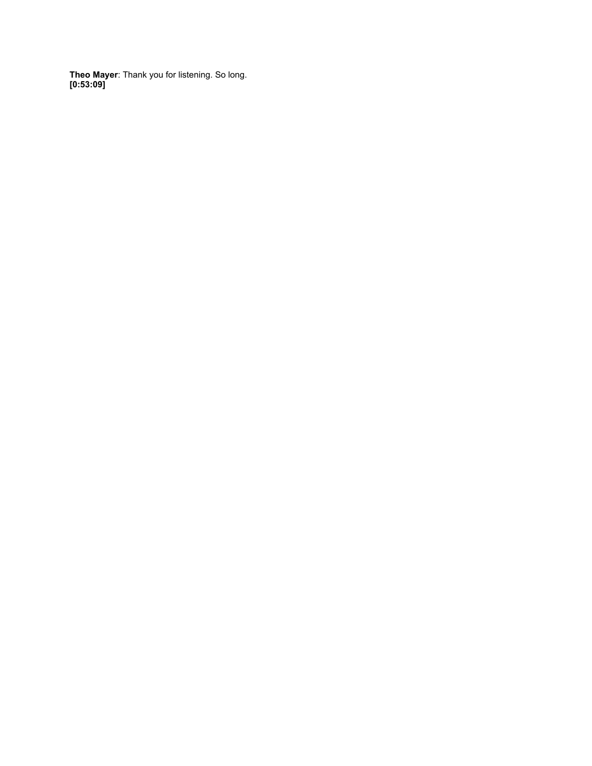**Theo Mayer**: Thank you for listening. So long.
**[0:53:09]**